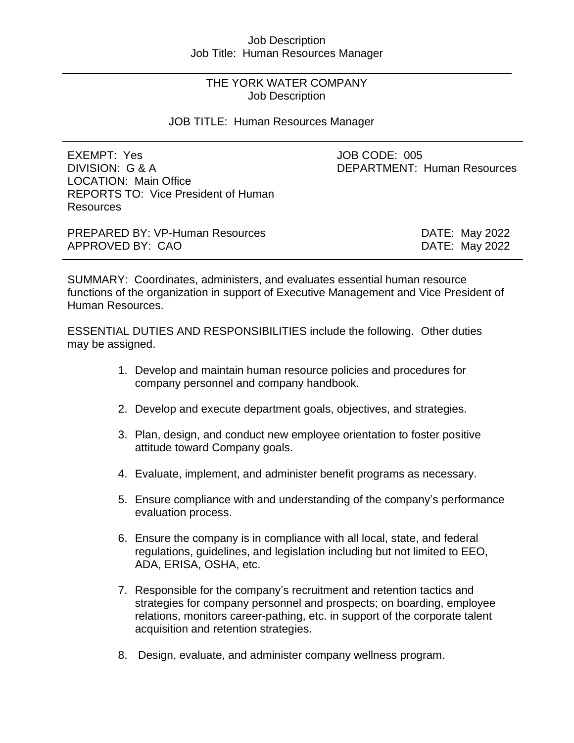# THE YORK WATER COMPANY
## Job Description

### JOB TITLE: Human Resources Manager

EXEMPT: Yes
JOB CODE: 005
DIVISION: G & A
DEPARTMENT: Human Resources
LOCATION: Main Office
REPORTS TO: Vice President of Human Resources

PREPARED BY: VP-Human Resources — DATE: May 2022
APPROVED BY: CAO — DATE: May 2022

---

SUMMARY: Coordinates, administers, and evaluates essential human resource functions of the organization in support of Executive Management and Vice President of Human Resources.

ESSENTIAL DUTIES AND RESPONSIBILITIES include the following. Other duties may be assigned.

1. Develop and maintain human resource policies and procedures for company personnel and company handbook.
2. Develop and execute department goals, objectives, and strategies.
3. Plan, design, and conduct new employee orientation to foster positive attitude toward Company goals.
4. Evaluate, implement, and administer benefit programs as necessary.
5. Ensure compliance with and understanding of the company's performance evaluation process.
6. Ensure the company is in compliance with all local, state, and federal regulations, guidelines, and legislation including but not limited to EEO, ADA, ERISA, OSHA, etc.
7. Responsible for the company's recruitment and retention tactics and strategies for company personnel and prospects; on boarding, employee relations, monitors career-pathing, etc. in support of the corporate talent acquisition and retention strategies.
8. Design, evaluate, and administer company wellness program.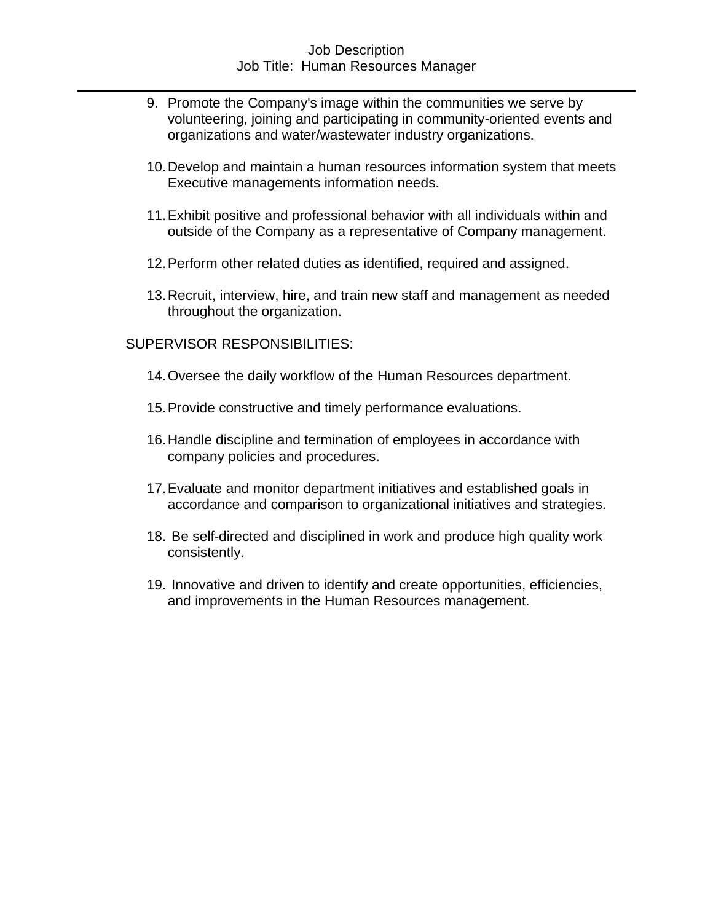9. Promote the Company's image within the communities we serve by volunteering, joining and participating in community-oriented events and organizations and water/wastewater industry organizations.

10. Develop and maintain a human resources information system that meets Executive managements information needs.

11. Exhibit positive and professional behavior with all individuals within and outside of the Company as a representative of Company management.

12. Perform other related duties as identified, required and assigned.

13. Recruit, interview, hire, and train new staff and management as needed throughout the organization.

SUPERVISOR RESPONSIBILITIES:

14. Oversee the daily workflow of the Human Resources department.

15. Provide constructive and timely performance evaluations.

16. Handle discipline and termination of employees in accordance with company policies and procedures.

17. Evaluate and monitor department initiatives and established goals in accordance and comparison to organizational initiatives and strategies.

18. Be self-directed and disciplined in work and produce high quality work consistently.

19. Innovative and driven to identify and create opportunities, efficiencies, and improvements in the Human Resources management.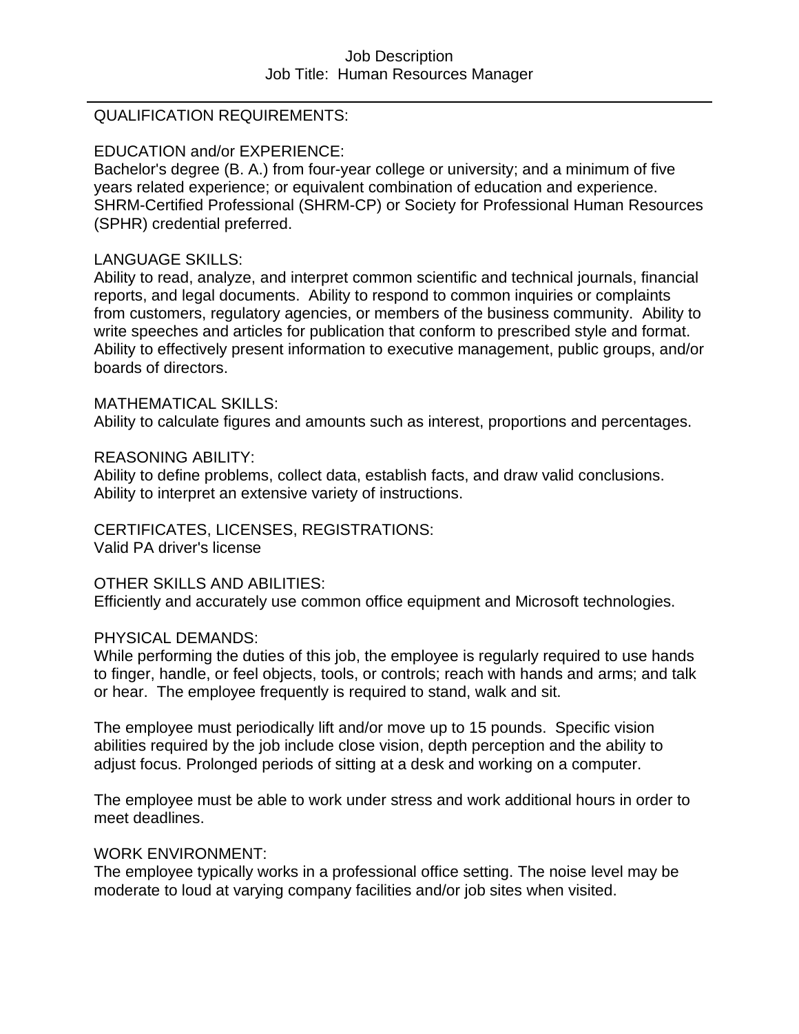QUALIFICATION REQUIREMENTS:

EDUCATION and/or EXPERIENCE:
Bachelor's degree (B. A.) from four-year college or university; and a minimum of five years related experience; or equivalent combination of education and experience. SHRM-Certified Professional (SHRM-CP) or Society for Professional Human Resources (SPHR) credential preferred.

LANGUAGE SKILLS:
Ability to read, analyze, and interpret common scientific and technical journals, financial reports, and legal documents. Ability to respond to common inquiries or complaints from customers, regulatory agencies, or members of the business community. Ability to write speeches and articles for publication that conform to prescribed style and format. Ability to effectively present information to executive management, public groups, and/or boards of directors.

MATHEMATICAL SKILLS:
Ability to calculate figures and amounts such as interest, proportions and percentages.

REASONING ABILITY:
Ability to define problems, collect data, establish facts, and draw valid conclusions. Ability to interpret an extensive variety of instructions.

CERTIFICATES, LICENSES, REGISTRATIONS:
Valid PA driver's license

OTHER SKILLS AND ABILITIES:
Efficiently and accurately use common office equipment and Microsoft technologies.

PHYSICAL DEMANDS:
While performing the duties of this job, the employee is regularly required to use hands to finger, handle, or feel objects, tools, or controls; reach with hands and arms; and talk or hear. The employee frequently is required to stand, walk and sit.

The employee must periodically lift and/or move up to 15 pounds. Specific vision abilities required by the job include close vision, depth perception and the ability to adjust focus. Prolonged periods of sitting at a desk and working on a computer.

The employee must be able to work under stress and work additional hours in order to meet deadlines.

WORK ENVIRONMENT:
The employee typically works in a professional office setting. The noise level may be moderate to loud at varying company facilities and/or job sites when visited.